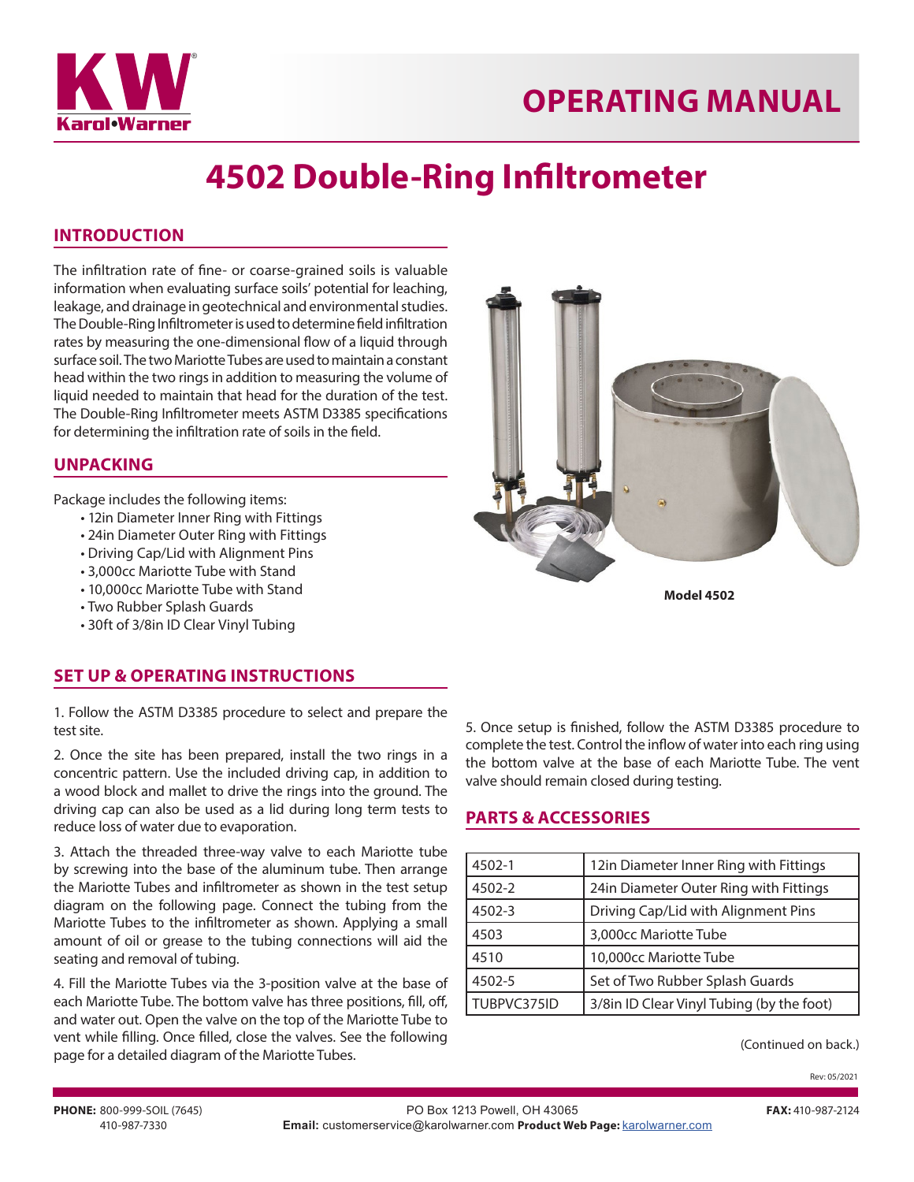# OPERATING MANUAL

# 4502 Double-Ring Infiltrometer

## INTRODUCTION

The infiltration rate of fine- or coarse-grained soils is valuable information when evaluating surface soils' potential for leaching, leakage, and drainage in geotechnical and environmental studies. The Double-Ring Infiltrometer is used to determine field infiltration rates by measuring the one-dimensional flow of a liquid through surface soil. The two Mariotte Tubes are used to maintain a constant head within the two rings in addition to measuring the volume of liquid needed to maintain that head for the duration of the test. The Double-Ring Infiltrometer meets ASTM D3385 specifications for determining the infiltration rate of soils in the field.

Model 4502

## UNPACKING

Package includes the following items:

- 12in Diameter Inner Ring with Fittings
- 24in Diameter Outer Ring with Fittings
- Driving Cap/Lid with Alignment Pins
- 3,000cc Mariotte Tube with Stand
- 10,000cc Mariotte Tube with Stand
- Two Rubber Splash Guards
- 30ft of 3/8in ID Clear Vinyl Tubing

## SET UP & OPERATING INSTRUCTIONS

1. Follow the ASTM D3385 procedure to select and prepare the test site.

2. Once the site has been prepared, install the two rings in a concentric pattern. Use the included driving cap, in addition to a wood block and mallet to drive the rings into the ground. The driving cap can also be used as a lid during long term tests to reduce loss of water due to evaporation.

3. Attach the threaded three-way valve to each Mariotte tube by screwing into the base of the aluminum tube. Then arrange the Mariotte Tubes and infiltrometer as shown in the test setup diagram on the following page. Connect the tubing from the Mariotte Tubes to the infiltrometer as shown. Applying a small amount of oil or grease to the tubing connections will aid the seating and removal of tubing.

4. Fill the Mariotte Tubes via the 3-position valve at the base of each Mariotte Tube. The bottom valve has three positions, fill, off, and water out. Open the valve on the top of the Mariotte Tube to vent while filling. Once filled, close the valves. See the following page for a detailed diagram of the Mariotte Tubes.

5. Once setup is finished, follow the ASTM D3385 procedure to complete the test. Control the inflow of water into each ring using the bottom valve at the base of each Mariotte Tube. The vent valve should remain closed during testing.

## PARTS & ACCESSORIES

| Part No. | Description |
|---|---|
| 4502-1 | 12in Diameter Inner Ring with Fittings |
| 4502-2 | 24in Diameter Outer Ring with Fittings |
| 4502-3 | Driving Cap/Lid with Alignment Pins |
| 4503 | 3,000cc Mariotte Tube |
| 4510 | 10,000cc Mariotte Tube |
| 4502-5 | Set of Two Rubber Splash Guards |
| TUBPVC375ID | 3/8in ID Clear Vinyl Tubing (by the foot) |

(Continued on back.)

Rev: 05/2021

**PHONE:** 800-999-SOIL (7645) 410-987-7330 PO Box 1213 Powell, OH 43065 **FAX:** 410-987-2124
**Email:** customerservice@karolwarner.com **Product Web Page:** karolwarner.com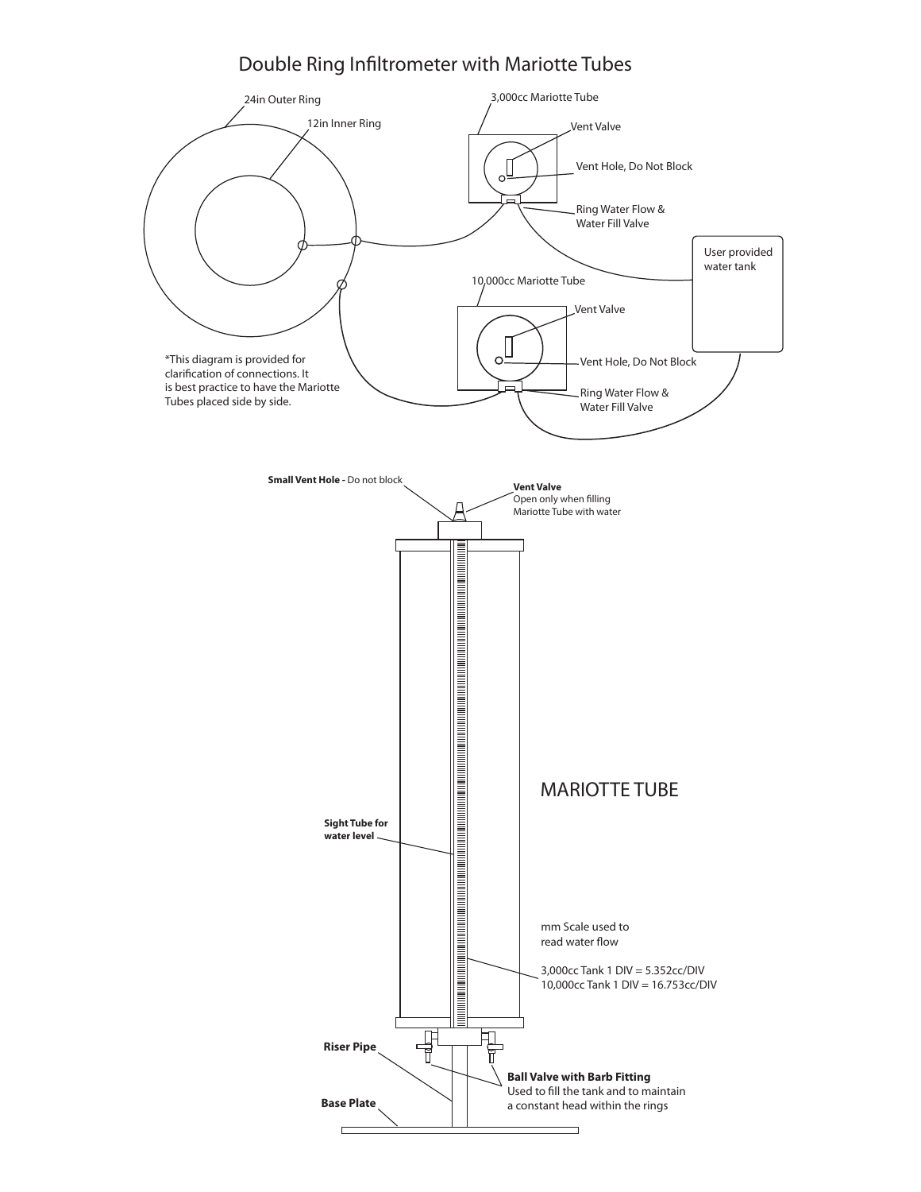# Double Ring Infiltrometer with Mariotte Tubes

24in Outer Ring

12in Inner Ring

3,000cc Mariotte Tube

Vent Valve

Vent Hole, Do Not Block

Ring Water Flow & Water Fill Valve

User provided water tank

10,000cc Mariotte Tube

Vent Valve

Vent Hole, Do Not Block

Ring Water Flow & Water Fill Valve

*This diagram is provided for clarification of connections. It is best practice to have the Mariotte Tubes placed side by side.

## MARIOTTE TUBE

**Small Vent Hole -** Do not block

**Vent Valve**
Open only when filling Mariotte Tube with water

**Sight Tube for water level**

mm Scale used to read water flow

3,000cc Tank 1 DIV = 5.352cc/DIV
10,000cc Tank 1 DIV = 16.753cc/DIV

**Riser Pipe**

**Base Plate**

**Ball Valve with Barb Fitting**
Used to fill the tank and to maintain a constant head within the rings